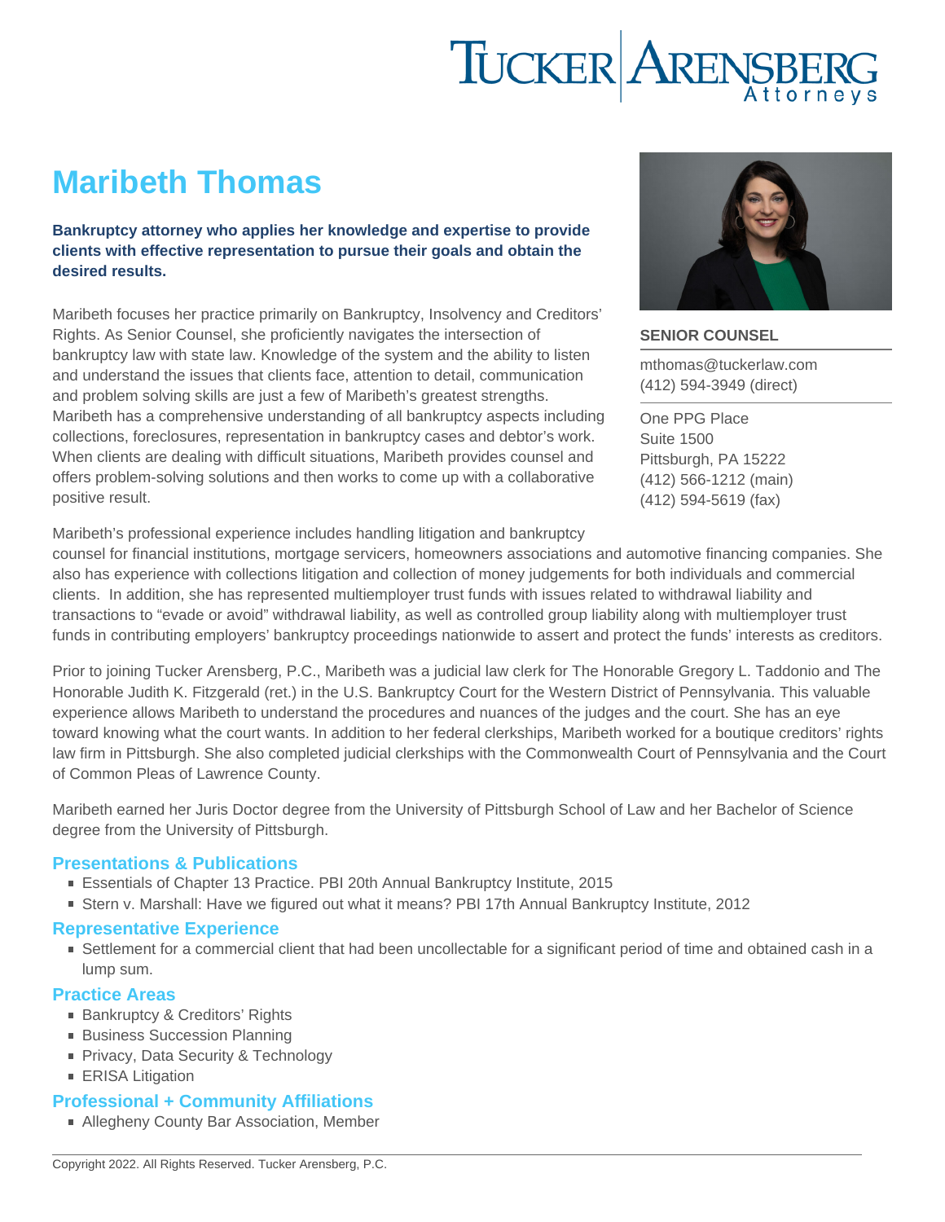# Maribeth Thomas

**Bankruptcy attorney who applies her knowledge and expertise to provide clients with effective representation to pursue their goals and obtain the desired results.**

**SENIOR COUNSEL**

mthomas@tuckerlaw.com
(412) 594-3949 (direct)

One PPG Place
Suite 1500
Pittsburgh, PA 15222
(412) 566-1212 (main)
(412) 594-5619 (fax)

Maribeth focuses her practice primarily on Bankruptcy, Insolvency and Creditors' Rights. As Senior Counsel, she proficiently navigates the intersection of bankruptcy law with state law. Knowledge of the system and the ability to listen and understand the issues that clients face, attention to detail, communication and problem solving skills are just a few of Maribeth's greatest strengths. Maribeth has a comprehensive understanding of all bankruptcy aspects including collections, foreclosures, representation in bankruptcy cases and debtor's work. When clients are dealing with difficult situations, Maribeth provides counsel and offers problem-solving solutions and then works to come up with a collaborative positive result.

Maribeth's professional experience includes handling litigation and bankruptcy counsel for financial institutions, mortgage servicers, homeowners associations and automotive financing companies. She also has experience with collections litigation and collection of money judgements for both individuals and commercial clients. In addition, she has represented multiemployer trust funds with issues related to withdrawal liability and transactions to "evade or avoid" withdrawal liability, as well as controlled group liability along with multiemployer trust funds in contributing employers' bankruptcy proceedings nationwide to assert and protect the funds' interests as creditors.

Prior to joining Tucker Arensberg, P.C., Maribeth was a judicial law clerk for The Honorable Gregory L. Taddonio and The Honorable Judith K. Fitzgerald (ret.) in the U.S. Bankruptcy Court for the Western District of Pennsylvania. This valuable experience allows Maribeth to understand the procedures and nuances of the judges and the court. She has an eye toward knowing what the court wants. In addition to her federal clerkships, Maribeth worked for a boutique creditors' rights law firm in Pittsburgh. She also completed judicial clerkships with the Commonwealth Court of Pennsylvania and the Court of Common Pleas of Lawrence County.

Maribeth earned her Juris Doctor degree from the University of Pittsburgh School of Law and her Bachelor of Science degree from the University of Pittsburgh.

## Presentations & Publications

- Essentials of Chapter 13 Practice. PBI 20th Annual Bankruptcy Institute, 2015
- Stern v. Marshall: Have we figured out what it means? PBI 17th Annual Bankruptcy Institute, 2012

## Representative Experience

- Settlement for a commercial client that had been uncollectable for a significant period of time and obtained cash in a lump sum.

## Practice Areas

- Bankruptcy & Creditors' Rights
- Business Succession Planning
- Privacy, Data Security & Technology
- ERISA Litigation

## Professional + Community Affiliations

- Allegheny County Bar Association, Member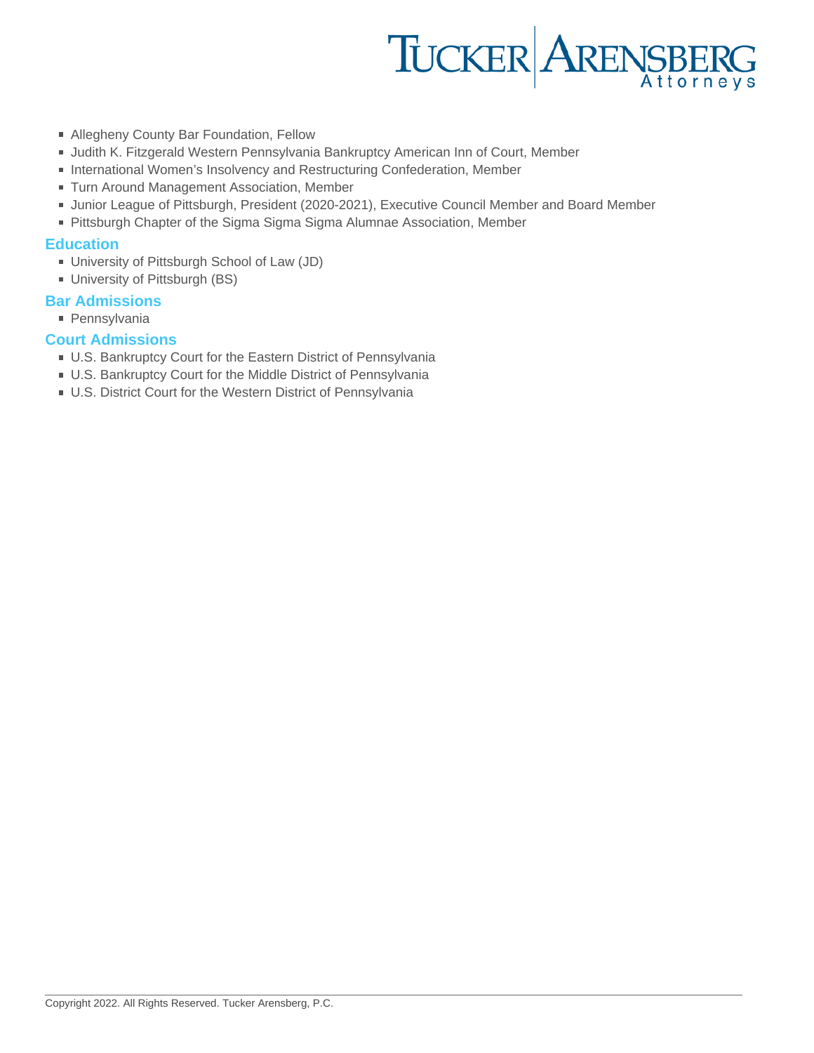- Allegheny County Bar Foundation, Fellow
- Judith K. Fitzgerald Western Pennsylvania Bankruptcy American Inn of Court, Member
- International Women's Insolvency and Restructuring Confederation, Member
- Turn Around Management Association, Member
- Junior League of Pittsburgh, President (2020-2021), Executive Council Member and Board Member
- Pittsburgh Chapter of the Sigma Sigma Sigma Alumnae Association, Member

## Education

- University of Pittsburgh School of Law (JD)
- University of Pittsburgh (BS)

## Bar Admissions

- Pennsylvania

## Court Admissions

- U.S. Bankruptcy Court for the Eastern District of Pennsylvania
- U.S. Bankruptcy Court for the Middle District of Pennsylvania
- U.S. District Court for the Western District of Pennsylvania